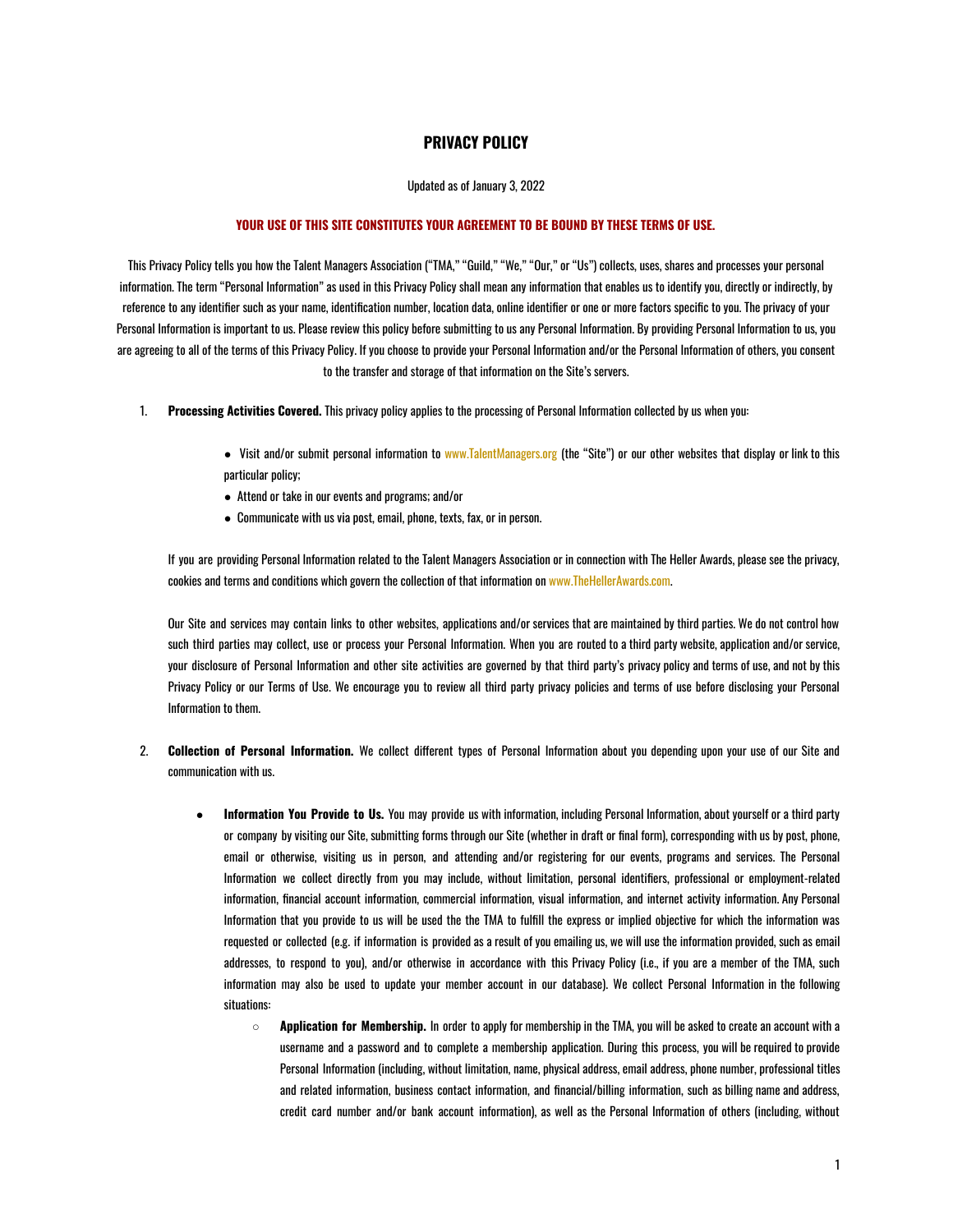# PRIVACY POLICY

Updated as of January 3, 2022

**YOUR USE OF THIS SITE CONSTITUTES YOUR AGREEMENT TO BE BOUND BY THESE TERMS OF USE.**

This Privacy Policy tells you how the Talent Managers Association ("TMA," "Guild," "We," "Our," or "Us") collects, uses, shares and processes your personal information. The term "Personal Information" as used in this Privacy Policy shall mean any information that enables us to identify you, directly or indirectly, by reference to any identifier such as your name, identification number, location data, online identifier or one or more factors specific to you. The privacy of your Personal Information is important to us. Please review this policy before submitting to us any Personal Information. By providing Personal Information to us, you are agreeing to all of the terms of this Privacy Policy. If you choose to provide your Personal Information and/or the Personal Information of others, you consent to the transfer and storage of that information on the Site's servers.

1. **Processing Activities Covered.** This privacy policy applies to the processing of Personal Information collected by us when you:

   - Visit and/or submit personal information to www.TalentManagers.org (the "Site") or our other websites that display or link to this particular policy;
   - Attend or take in our events and programs; and/or
   - Communicate with us via post, email, phone, texts, fax, or in person.

   If you are providing Personal Information related to the Talent Managers Association or in connection with The Heller Awards, please see the privacy, cookies and terms and conditions which govern the collection of that information on www.TheHellerAwards.com.

   Our Site and services may contain links to other websites, applications and/or services that are maintained by third parties. We do not control how such third parties may collect, use or process your Personal Information. When you are routed to a third party website, application and/or service, your disclosure of Personal Information and other site activities are governed by that third party's privacy policy and terms of use, and not by this Privacy Policy or our Terms of Use. We encourage you to review all third party privacy policies and terms of use before disclosing your Personal Information to them.

2. **Collection of Personal Information.** We collect different types of Personal Information about you depending upon your use of our Site and communication with us.

   - **Information You Provide to Us.** You may provide us with information, including Personal Information, about yourself or a third party or company by visiting our Site, submitting forms through our Site (whether in draft or final form), corresponding with us by post, phone, email or otherwise, visiting us in person, and attending and/or registering for our events, programs and services. The Personal Information we collect directly from you may include, without limitation, personal identifiers, professional or employment-related information, financial account information, commercial information, visual information, and internet activity information. Any Personal Information that you provide to us will be used the the TMA to fulfill the express or implied objective for which the information was requested or collected (e.g. if information is provided as a result of you emailing us, we will use the information provided, such as email addresses, to respond to you), and/or otherwise in accordance with this Privacy Policy (i.e., if you are a member of the TMA, such information may also be used to update your member account in our database). We collect Personal Information in the following situations:
     - **Application for Membership.** In order to apply for membership in the TMA, you will be asked to create an account with a username and a password and to complete a membership application. During this process, you will be required to provide Personal Information (including, without limitation, name, physical address, email address, phone number, professional titles and related information, business contact information, and financial/billing information, such as billing name and address, credit card number and/or bank account information), as well as the Personal Information of others (including, without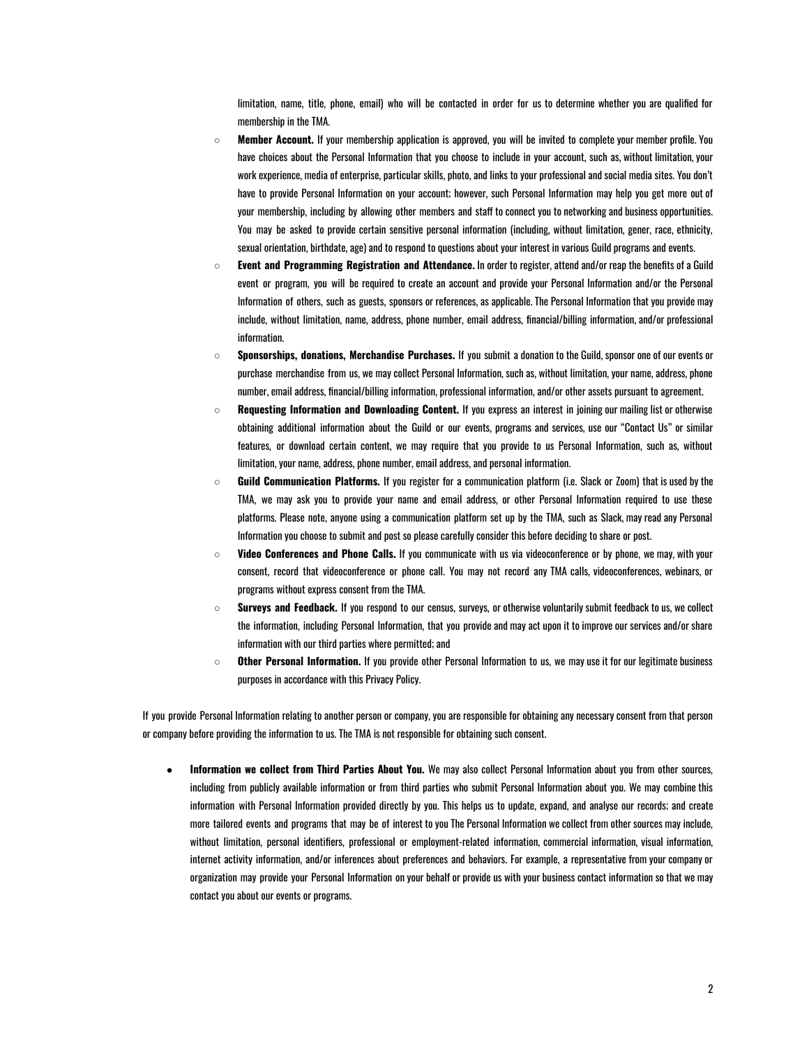limitation, name, title, phone, email) who will be contacted in order for us to determine whether you are qualified for membership in the TMA.

- **Member Account.** If your membership application is approved, you will be invited to complete your member profile. You have choices about the Personal Information that you choose to include in your account, such as, without limitation, your work experience, media of enterprise, particular skills, photo, and links to your professional and social media sites. You don't have to provide Personal Information on your account; however, such Personal Information may help you get more out of your membership, including by allowing other members and staff to connect you to networking and business opportunities. You may be asked to provide certain sensitive personal information (including, without limitation, gener, race, ethnicity, sexual orientation, birthdate, age) and to respond to questions about your interest in various Guild programs and events.
- **Event and Programming Registration and Attendance.** In order to register, attend and/or reap the benefits of a Guild event or program, you will be required to create an account and provide your Personal Information and/or the Personal Information of others, such as guests, sponsors or references, as applicable. The Personal Information that you provide may include, without limitation, name, address, phone number, email address, financial/billing information, and/or professional information.
- **Sponsorships, donations, Merchandise Purchases.** If you submit a donation to the Guild, sponsor one of our events or purchase merchandise from us, we may collect Personal Information, such as, without limitation, your name, address, phone number, email address, financial/billing information, professional information, and/or other assets pursuant to agreement.
- **Requesting Information and Downloading Content.** If you express an interest in joining our mailing list or otherwise obtaining additional information about the Guild or our events, programs and services, use our "Contact Us" or similar features, or download certain content, we may require that you provide to us Personal Information, such as, without limitation, your name, address, phone number, email address, and personal information.
- **Guild Communication Platforms.** If you register for a communication platform (i.e. Slack or Zoom) that is used by the TMA, we may ask you to provide your name and email address, or other Personal Information required to use these platforms. Please note, anyone using a communication platform set up by the TMA, such as Slack, may read any Personal Information you choose to submit and post so please carefully consider this before deciding to share or post.
- **Video Conferences and Phone Calls.** If you communicate with us via videoconference or by phone, we may, with your consent, record that videoconference or phone call. You may not record any TMA calls, videoconferences, webinars, or programs without express consent from the TMA.
- **Surveys and Feedback.** If you respond to our census, surveys, or otherwise voluntarily submit feedback to us, we collect the information, including Personal Information, that you provide and may act upon it to improve our services and/or share information with our third parties where permitted; and
- **Other Personal Information.** If you provide other Personal Information to us, we may use it for our legitimate business purposes in accordance with this Privacy Policy.

If you provide Personal Information relating to another person or company, you are responsible for obtaining any necessary consent from that person or company before providing the information to us. The TMA is not responsible for obtaining such consent.

- **Information we collect from Third Parties About You.** We may also collect Personal Information about you from other sources, including from publicly available information or from third parties who submit Personal Information about you. We may combine this information with Personal Information provided directly by you. This helps us to update, expand, and analyse our records; and create more tailored events and programs that may be of interest to you The Personal Information we collect from other sources may include, without limitation, personal identifiers, professional or employment-related information, commercial information, visual information, internet activity information, and/or inferences about preferences and behaviors. For example, a representative from your company or organization may provide your Personal Information on your behalf or provide us with your business contact information so that we may contact you about our events or programs.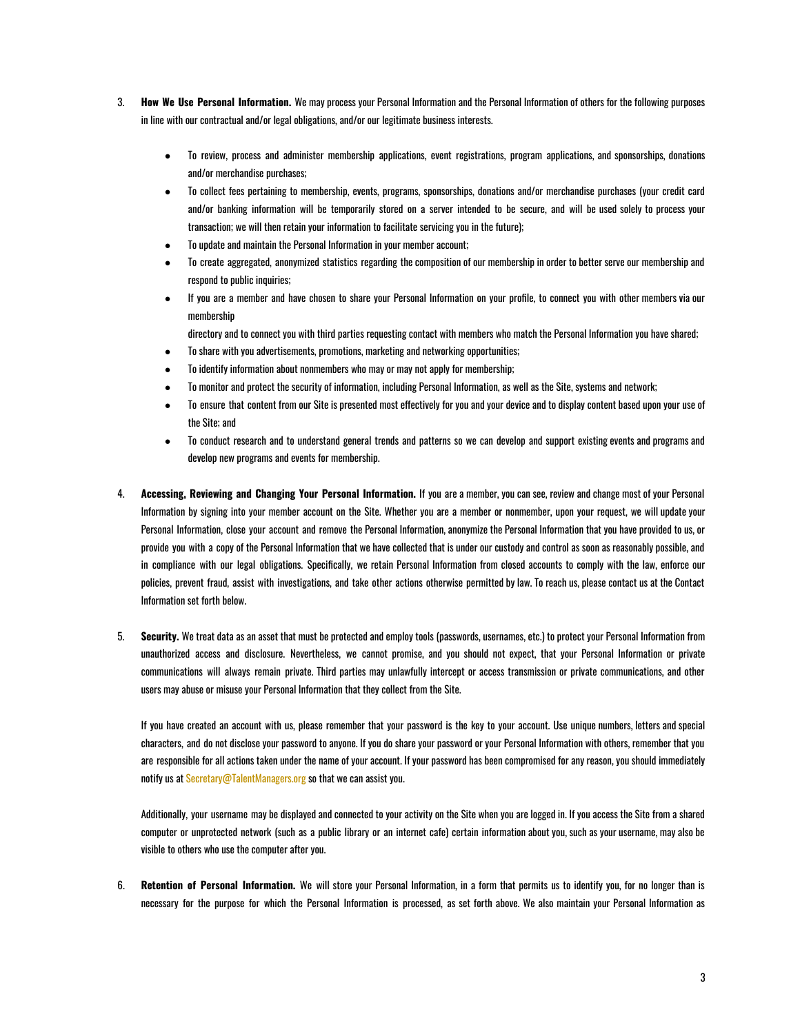3. **How We Use Personal Information.** We may process your Personal Information and the Personal Information of others for the following purposes in line with our contractual and/or legal obligations, and/or our legitimate business interests.

    - To review, process and administer membership applications, event registrations, program applications, and sponsorships, donations and/or merchandise purchases;
    - To collect fees pertaining to membership, events, programs, sponsorships, donations and/or merchandise purchases (your credit card and/or banking information will be temporarily stored on a server intended to be secure, and will be used solely to process your transaction; we will then retain your information to facilitate servicing you in the future);
    - To update and maintain the Personal Information in your member account;
    - To create aggregated, anonymized statistics regarding the composition of our membership in order to better serve our membership and respond to public inquiries;
    - If you are a member and have chosen to share your Personal Information on your profile, to connect you with other members via our membership
    directory and to connect you with third parties requesting contact with members who match the Personal Information you have shared;
    - To share with you advertisements, promotions, marketing and networking opportunities;
    - To identify information about nonmembers who may or may not apply for membership;
    - To monitor and protect the security of information, including Personal Information, as well as the Site, systems and network;
    - To ensure that content from our Site is presented most effectively for you and your device and to display content based upon your use of the Site; and
    - To conduct research and to understand general trends and patterns so we can develop and support existing events and programs and develop new programs and events for membership.

4. **Accessing, Reviewing and Changing Your Personal Information.** If you are a member, you can see, review and change most of your Personal Information by signing into your member account on the Site. Whether you are a member or nonmember, upon your request, we will update your Personal Information, close your account and remove the Personal Information, anonymize the Personal Information that you have provided to us, or provide you with a copy of the Personal Information that we have collected that is under our custody and control as soon as reasonably possible, and in compliance with our legal obligations. Specifically, we retain Personal Information from closed accounts to comply with the law, enforce our policies, prevent fraud, assist with investigations, and take other actions otherwise permitted by law. To reach us, please contact us at the Contact Information set forth below.

5. **Security.** We treat data as an asset that must be protected and employ tools (passwords, usernames, etc.) to protect your Personal Information from unauthorized access and disclosure. Nevertheless, we cannot promise, and you should not expect, that your Personal Information or private communications will always remain private. Third parties may unlawfully intercept or access transmission or private communications, and other users may abuse or misuse your Personal Information that they collect from the Site.

    If you have created an account with us, please remember that your password is the key to your account. Use unique numbers, letters and special characters, and do not disclose your password to anyone. If you do share your password or your Personal Information with others, remember that you are responsible for all actions taken under the name of your account. If your password has been compromised for any reason, you should immediately notify us at Secretary@TalentManagers.org so that we can assist you.

    Additionally, your username may be displayed and connected to your activity on the Site when you are logged in. If you access the Site from a shared computer or unprotected network (such as a public library or an internet cafe) certain information about you, such as your username, may also be visible to others who use the computer after you.

6. **Retention of Personal Information.** We will store your Personal Information, in a form that permits us to identify you, for no longer than is necessary for the purpose for which the Personal Information is processed, as set forth above. We also maintain your Personal Information as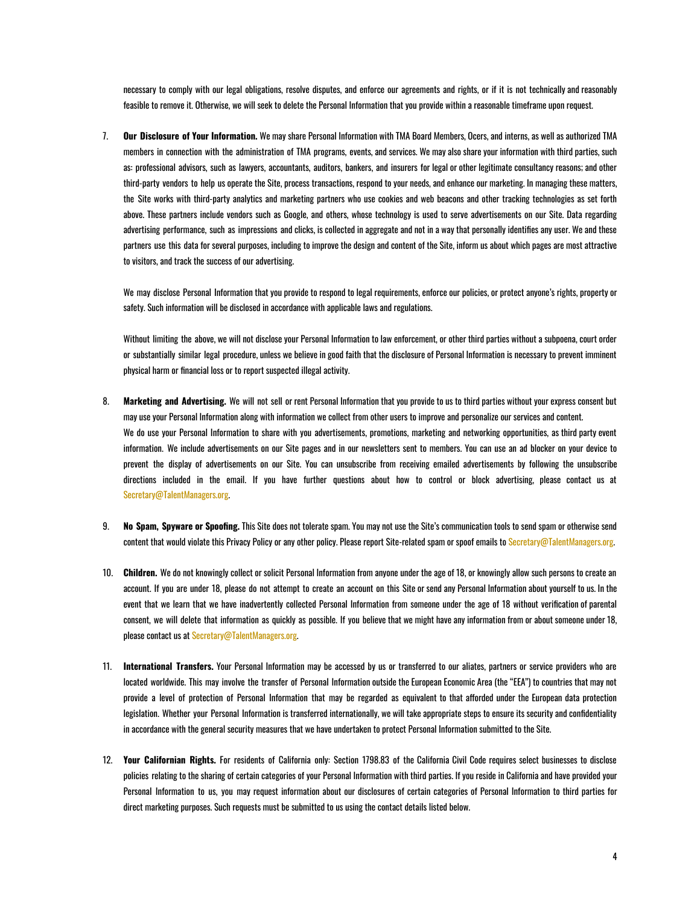necessary to comply with our legal obligations, resolve disputes, and enforce our agreements and rights, or if it is not technically and reasonably feasible to remove it. Otherwise, we will seek to delete the Personal Information that you provide within a reasonable timeframe upon request.

7. **Our Disclosure of Your Information.** We may share Personal Information with TMA Board Members, Ocers, and interns, as well as authorized TMA members in connection with the administration of TMA programs, events, and services. We may also share your information with third parties, such as: professional advisors, such as lawyers, accountants, auditors, bankers, and insurers for legal or other legitimate consultancy reasons; and other third-party vendors to help us operate the Site, process transactions, respond to your needs, and enhance our marketing. In managing these matters, the Site works with third-party analytics and marketing partners who use cookies and web beacons and other tracking technologies as set forth above. These partners include vendors such as Google, and others, whose technology is used to serve advertisements on our Site. Data regarding advertising performance, such as impressions and clicks, is collected in aggregate and not in a way that personally identifies any user. We and these partners use this data for several purposes, including to improve the design and content of the Site, inform us about which pages are most attractive to visitors, and track the success of our advertising.

   We may disclose Personal Information that you provide to respond to legal requirements, enforce our policies, or protect anyone's rights, property or safety. Such information will be disclosed in accordance with applicable laws and regulations.

   Without limiting the above, we will not disclose your Personal Information to law enforcement, or other third parties without a subpoena, court order or substantially similar legal procedure, unless we believe in good faith that the disclosure of Personal Information is necessary to prevent imminent physical harm or financial loss or to report suspected illegal activity.

8. **Marketing and Advertising.** We will not sell or rent Personal Information that you provide to us to third parties without your express consent but may use your Personal Information along with information we collect from other users to improve and personalize our services and content.
   We do use your Personal Information to share with you advertisements, promotions, marketing and networking opportunities, as third party event information. We include advertisements on our Site pages and in our newsletters sent to members. You can use an ad blocker on your device to prevent the display of advertisements on our Site. You can unsubscribe from receiving emailed advertisements by following the unsubscribe directions included in the email. If you have further questions about how to control or block advertising, please contact us at Secretary@TalentManagers.org.

9. **No Spam, Spyware or Spoofing.** This Site does not tolerate spam. You may not use the Site's communication tools to send spam or otherwise send content that would violate this Privacy Policy or any other policy. Please report Site-related spam or spoof emails to Secretary@TalentManagers.org.

10. **Children.** We do not knowingly collect or solicit Personal Information from anyone under the age of 18, or knowingly allow such persons to create an account. If you are under 18, please do not attempt to create an account on this Site or send any Personal Information about yourself to us. In the event that we learn that we have inadvertently collected Personal Information from someone under the age of 18 without verification of parental consent, we will delete that information as quickly as possible. If you believe that we might have any information from or about someone under 18, please contact us at Secretary@TalentManagers.org.

11. **International Transfers.** Your Personal Information may be accessed by us or transferred to our aliates, partners or service providers who are located worldwide. This may involve the transfer of Personal Information outside the European Economic Area (the "EEA") to countries that may not provide a level of protection of Personal Information that may be regarded as equivalent to that afforded under the European data protection legislation. Whether your Personal Information is transferred internationally, we will take appropriate steps to ensure its security and confidentiality in accordance with the general security measures that we have undertaken to protect Personal Information submitted to the Site.

12. **Your Californian Rights.** For residents of California only: Section 1798.83 of the California Civil Code requires select businesses to disclose policies relating to the sharing of certain categories of your Personal Information with third parties. If you reside in California and have provided your Personal Information to us, you may request information about our disclosures of certain categories of Personal Information to third parties for direct marketing purposes. Such requests must be submitted to us using the contact details listed below.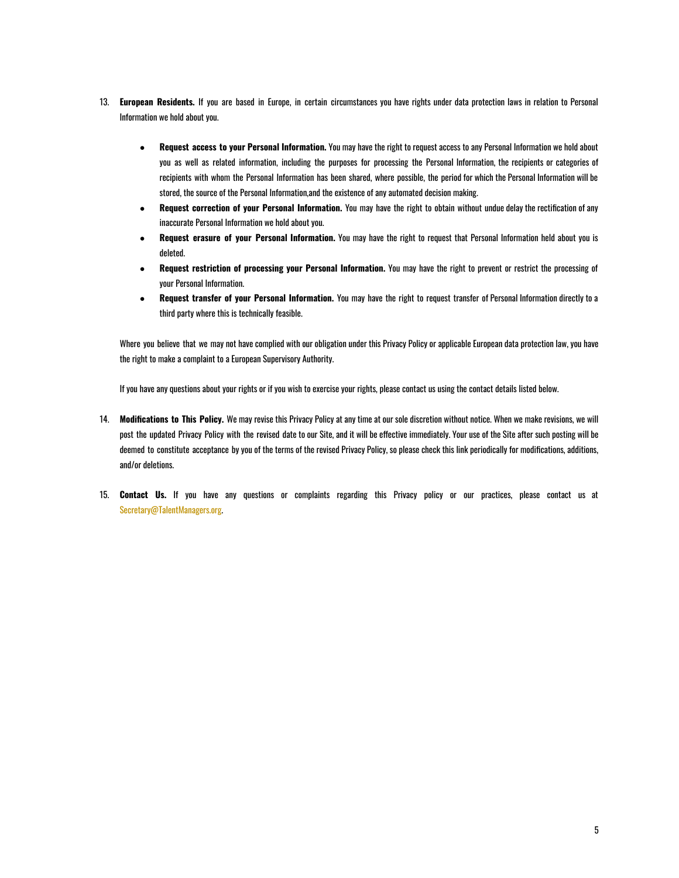13. **European Residents.** If you are based in Europe, in certain circumstances you have rights under data protection laws in relation to Personal Information we hold about you.

    - **Request access to your Personal Information.** You may have the right to request access to any Personal Information we hold about you as well as related information, including the purposes for processing the Personal Information, the recipients or categories of recipients with whom the Personal Information has been shared, where possible, the period for which the Personal Information will be stored, the source of the Personal Information,and the existence of any automated decision making.
    - **Request correction of your Personal Information.** You may have the right to obtain without undue delay the rectification of any inaccurate Personal Information we hold about you.
    - **Request erasure of your Personal Information.** You may have the right to request that Personal Information held about you is deleted.
    - **Request restriction of processing your Personal Information.** You may have the right to prevent or restrict the processing of your Personal Information.
    - **Request transfer of your Personal Information.** You may have the right to request transfer of Personal Information directly to a third party where this is technically feasible.

    Where you believe that we may not have complied with our obligation under this Privacy Policy or applicable European data protection law, you have the right to make a complaint to a European Supervisory Authority.

    If you have any questions about your rights or if you wish to exercise your rights, please contact us using the contact details listed below.

14. **Modifications to This Policy.** We may revise this Privacy Policy at any time at our sole discretion without notice. When we make revisions, we will post the updated Privacy Policy with the revised date to our Site, and it will be effective immediately. Your use of the Site after such posting will be deemed to constitute acceptance by you of the terms of the revised Privacy Policy, so please check this link periodically for modifications, additions, and/or deletions.

15. **Contact Us.** If you have any questions or complaints regarding this Privacy policy or our practices, please contact us at Secretary@TalentManagers.org.